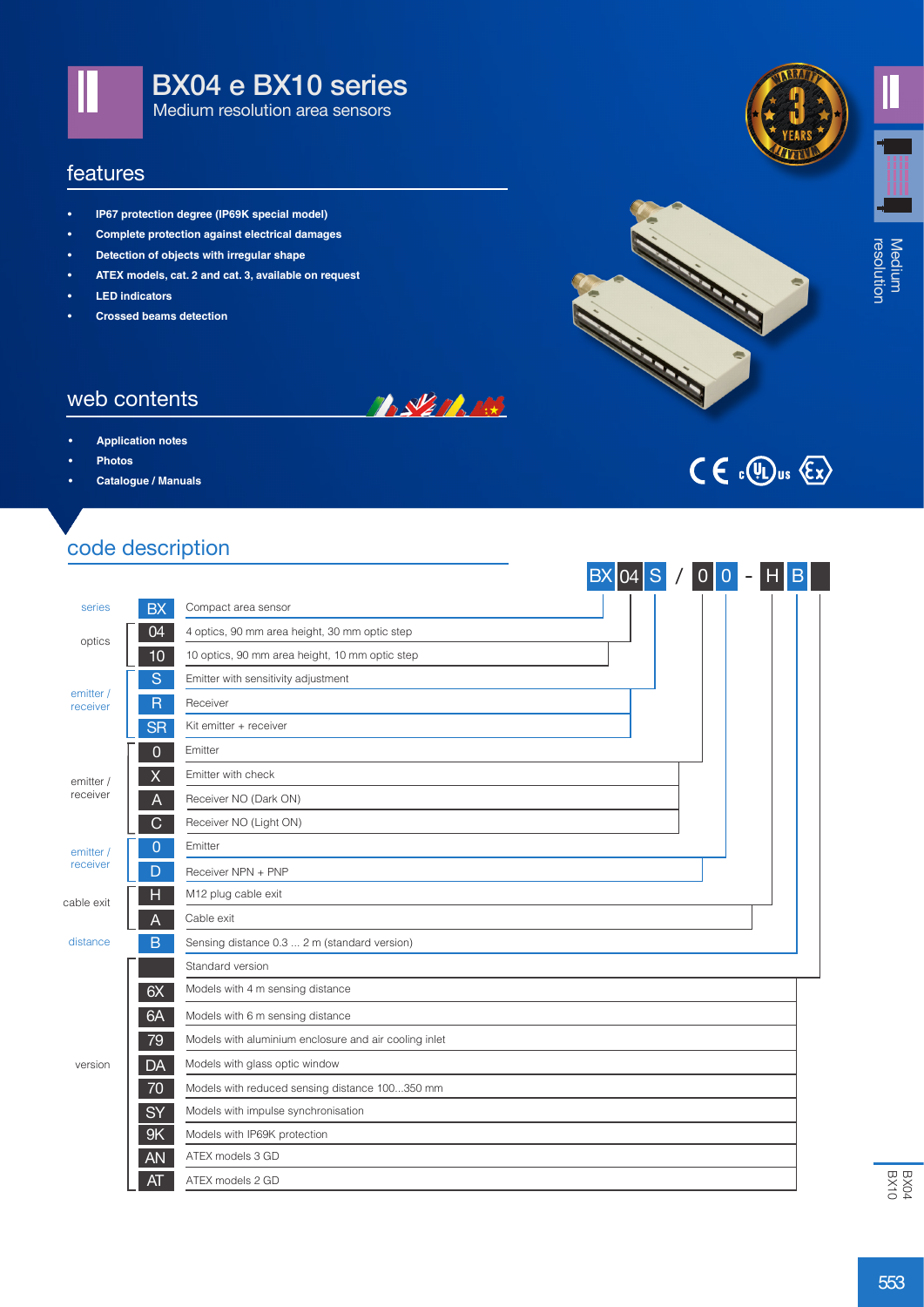# BX04 e BX10 series

Medium resolution area sensors

## features

- IP67 protection degree (IP69K special model)
- Complete protection against electrical damages
- Detection of objects with irregular shape
- ATEX models, cat. 2 and cat. 3, available on request
- LED indicators
- Crossed beams detection

## web contents

- Application notes
- Photos
- Catalogue / Manuals

## code description

BX 04 S / 0 0 - H B

| Field | Code | Description |
|---|---|---|
| series | BX | Compact area sensor |
| optics | 04 | 4 optics, 90 mm area height, 30 mm optic step |
| | 10 | 10 optics, 90 mm area height, 10 mm optic step |
| emitter / receiver | S | Emitter with sensitivity adjustment |
| | R | Receiver |
| | SR | Kit emitter + receiver |
| emitter / receiver | 0 | Emitter |
| | X | Emitter with check |
| | A | Receiver NO (Dark ON) |
| | C | Receiver NO (Light ON) |
| emitter / receiver | 0 | Emitter |
| | D | Receiver NPN + PNP |
| cable exit | H | M12 plug cable exit |
| | A | Cable exit |
| distance | B | Sensing distance 0.3 ... 2 m (standard version) |
| version | | Standard version |
| | 6X | Models with 4 m sensing distance |
| | 6A | Models with 6 m sensing distance |
| | 79 | Models with aluminium enclosure and air cooling inlet |
| | DA | Models with glass optic window |
| | 70 | Models with reduced sensing distance 100...350 mm |
| | SY | Models with impulse synchronisation |
| | 9K | Models with IP69K protection |
| | AN | ATEX models 3 GD |
| | AT | ATEX models 2 GD |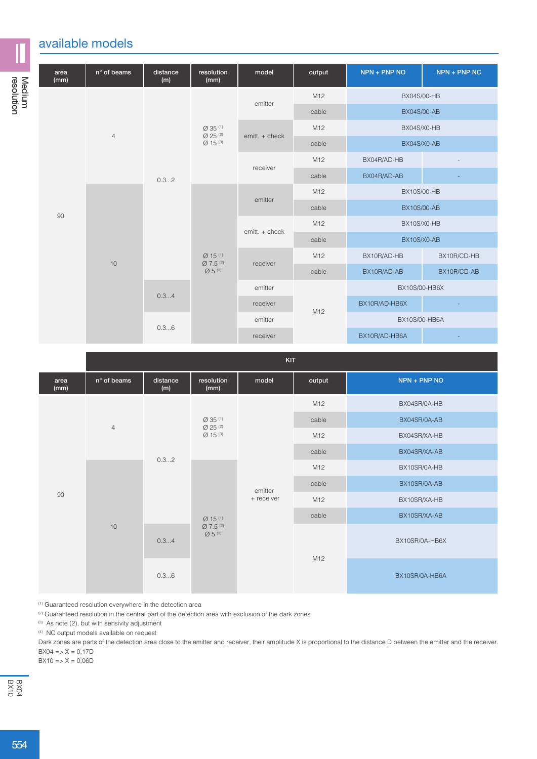## available models

| area (mm) | n° of beams | distance (m) | resolution (mm) | model | output | NPN + PNP NO | NPN + PNP NC |
|---|---|---|---|---|---|---|---|
| 90 | 4 | 0.3…2 | Ø 35 (1) Ø 25 (2) Ø 15 (3) | emitter | M12 | BX04S/00-HB | |
| | | | | | cable | BX04S/00-AB | |
| | | | | emitt. + check | M12 | BX04S/X0-HB | |
| | | | | | cable | BX04S/X0-AB | |
| | | | | receiver | M12 | BX04R/AD-HB | - |
| | | | | | cable | BX04R/AD-AB | - |
| | 10 | | Ø 15 (1) Ø 7.5 (2) Ø 5 (3) | emitter | M12 | BX10S/00-HB | |
| | | | | | cable | BX10S/00-AB | |
| | | | | emitt. + check | M12 | BX10S/X0-HB | |
| | | | | | cable | BX10S/X0-AB | |
| | | | | receiver | M12 | BX10R/AD-HB | BX10R/CD-HB |
| | | | | | cable | BX10R/AD-AB | BX10R/CD-AB |
| | | 0.3…4 | | emitter | M12 | BX10S/00-HB6X | |
| | | | | receiver | | BX10R/AD-HB6X | - |
| | | 0.3…6 | | emitter | | BX10S/00-HB6A | |
| | | | | receiver | | BX10R/AD-HB6A | - |

**KIT**

| area (mm) | n° of beams | distance (m) | resolution (mm) | model | output | NPN + PNP NO |
|---|---|---|---|---|---|---|
| 90 | 4 | 0.3…2 | Ø 35 (1) Ø 25 (2) Ø 15 (3) | emitter + receiver | M12 | BX04SR/0A-HB |
| | | | | | cable | BX04SR/0A-AB |
| | | | | | M12 | BX04SR/XA-HB |
| | | | | | cable | BX04SR/XA-AB |
| | 10 | | Ø 15 (1) Ø 7.5 (2) Ø 5 (3) | | M12 | BX10SR/0A-HB |
| | | | | | cable | BX10SR/0A-AB |
| | | | | | M12 | BX10SR/XA-HB |
| | | | | | cable | BX10SR/XA-AB |
| | | 0.3…4 | | | M12 | BX10SR/0A-HB6X |
| | | 0.3…6 | | | | BX10SR/0A-HB6A |

(1) Guaranteed resolution everywhere in the detection area

(2) Guaranteed resolution in the central part of the detection area with exclusion of the dark zones

(3) As note (2), but with sensivity adjustment

(4) NC output models available on request

Dark zones are parts of the detection area close to the emitter and receiver, their amplitude X is proportional to the distance D between the emitter and the receiver.

BX04 => X = 0,17D

BX10 => X = 0,06D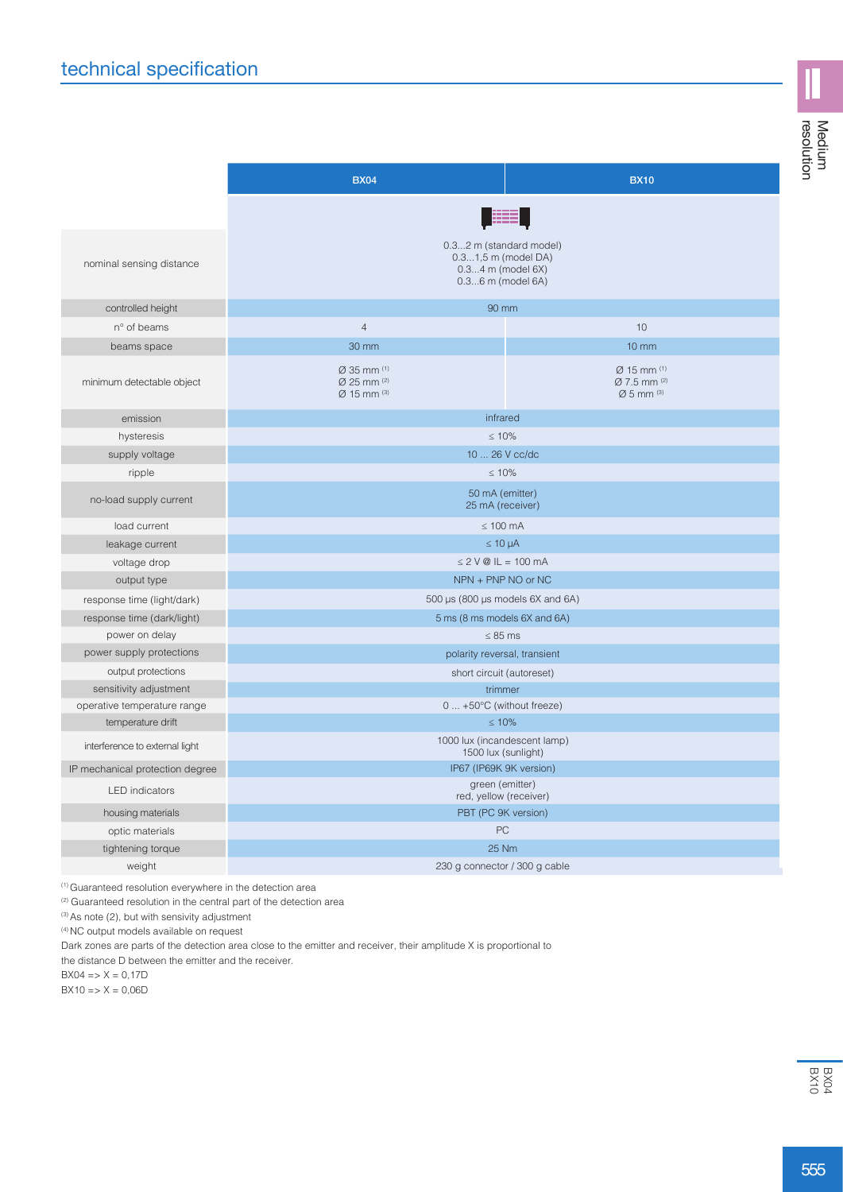## technical specification

| | BX04 | BX10 |
|---|---|---|
| nominal sensing distance | 0.3...2 m (standard model)<br>0.3...1,5 m (model DA)<br>0.3...4 m (model 6X)<br>0.3...6 m (model 6A) | |
| controlled height | 90 mm | |
| n° of beams | 4 | 10 |
| beams space | 30 mm | 10 mm |
| minimum detectable object | Ø 35 mm [1]<br>Ø 25 mm [2]<br>Ø 15 mm [3] | Ø 15 mm [1]<br>Ø 7.5 mm [2]<br>Ø 5 mm [3] |
| emission | infrared | |
| hysteresis | ≤ 10% | |
| supply voltage | 10 ... 26 V cc/dc | |
| ripple | ≤ 10% | |
| no-load supply current | 50 mA (emitter)<br>25 mA (receiver) | |
| load current | ≤ 100 mA | |
| leakage current | ≤ 10 µA | |
| voltage drop | ≤ 2 V @ IL = 100 mA | |
| output type | NPN + PNP NO or NC | |
| response time (light/dark) | 500 µs (800 µs models 6X and 6A) | |
| response time (dark/light) | 5 ms (8 ms models 6X and 6A) | |
| power on delay | ≤ 85 ms | |
| power supply protections | polarity reversal, transient | |
| output protections | short circuit (autoreset) | |
| sensitivity adjustment | trimmer | |
| operative temperature range | 0 ... +50°C (without freeze) | |
| temperature drift | ≤ 10% | |
| interference to external light | 1000 lux (incandescent lamp)<br>1500 lux (sunlight) | |
| IP mechanical protection degree | IP67 (IP69K 9K version) | |
| LED indicators | green (emitter)<br>red, yellow (receiver) | |
| housing materials | PBT (PC 9K version) | |
| optic materials | PC | |
| tightening torque | 25 Nm | |
| weight | 230 g connector / 300 g cable | |

[1] Guaranteed resolution everywhere in the detection area
[2] Guaranteed resolution in the central part of the detection area
[3] As note (2), but with sensivity adjustment
[4] NC output models available on request

Dark zones are parts of the detection area close to the emitter and receiver, their amplitude X is proportional to the distance D between the emitter and the receiver.

BX04 => X = 0,17D
BX10 => X = 0,06D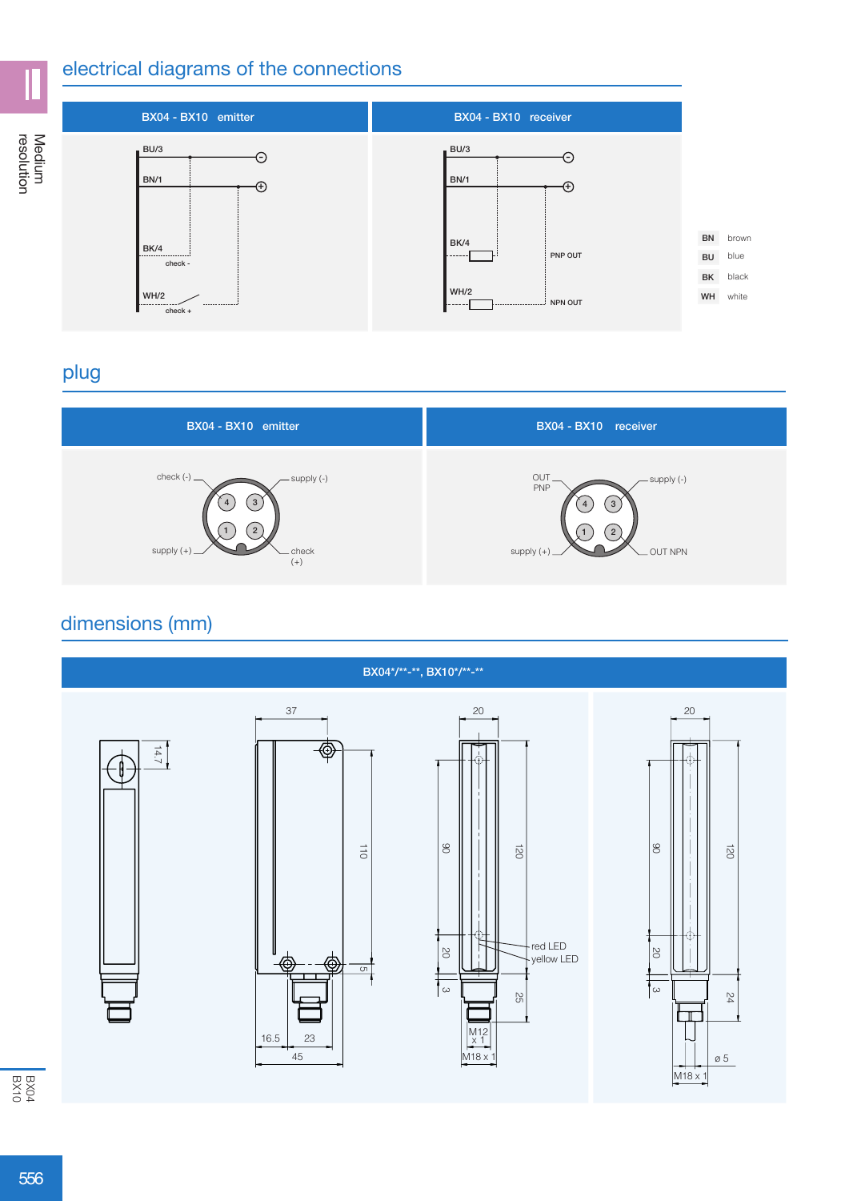## electrical diagrams of the connections

| BX04 - BX10 emitter | BX04 - BX10 receiver |
|---|---|
| BU/3 (−), BN/1 (+), BK/4 check -, WH/2 check + | BU/3 (−), BN/1 (+), BK/4 PNP OUT, WH/2 NPN OUT |

| | |
|---|---|
| BN | brown |
| BU | blue |
| BK | black |
| WH | white |

## plug

| BX04 - BX10 emitter | BX04 - BX10 receiver |
|---|---|
| 1: supply (+) | 1: supply (+) |
| 2: check (+) | 2: OUT NPN |
| 3: supply (-) | 3: supply (-) |
| 4: check (-) | 4: OUT PNP |

## dimensions (mm)

**BX04*/**-**, BX10*/**-****

14.7, 37, 110, 5, 16.5, 23, 45, 20, 90, 120, 20, 3, 25, M12 x 1, M18 x 1, red LED, yellow LED, 20, 90, 120, 20, 3, 24, ø 5, M18 x 1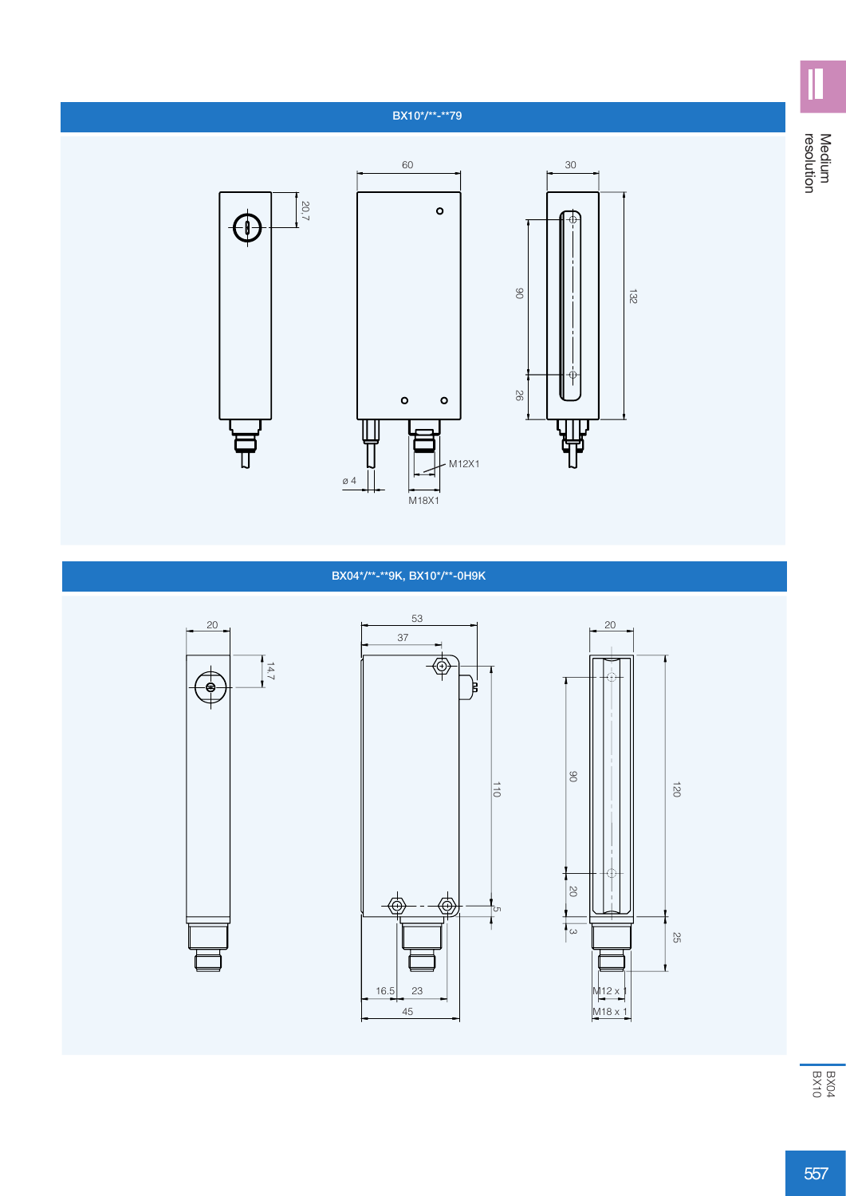## BX10*/**-**79

60

30

20.7

90

132

26

ø 4

M12X1

M18X1

## BX04*/**-**9K, BX10*/**-0H9K

20

53

37

20

14.7

110

90

120

5

20

3

25

16.5

23

45

M12 x 1

M18 x 1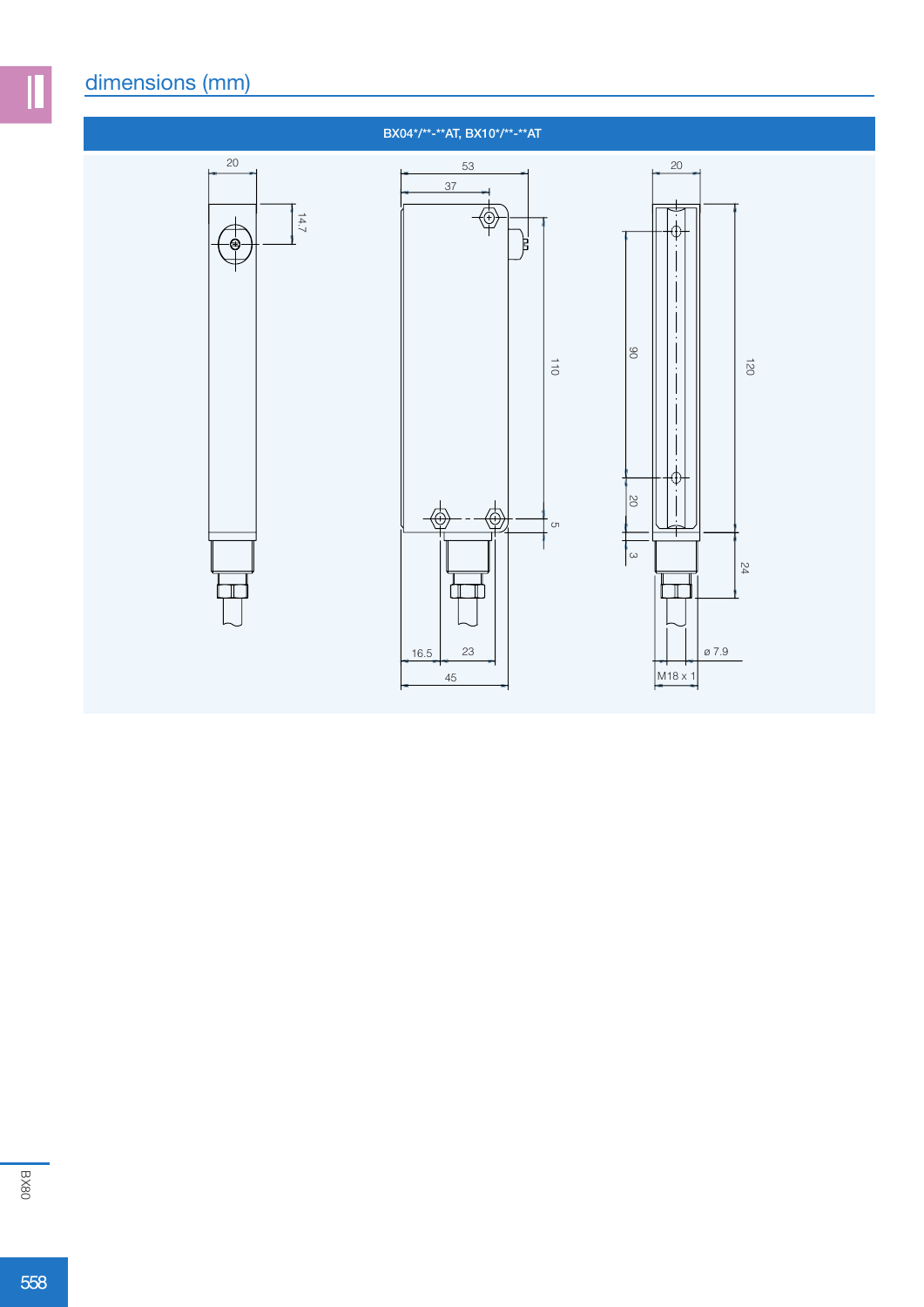## dimensions (mm)

BX04*/**-**AT, BX10*/**-**AT

20

14.7

53

37

110

5

16.5

23

45

20

90

20

3

120

24

ø 7.9

M18 x 1